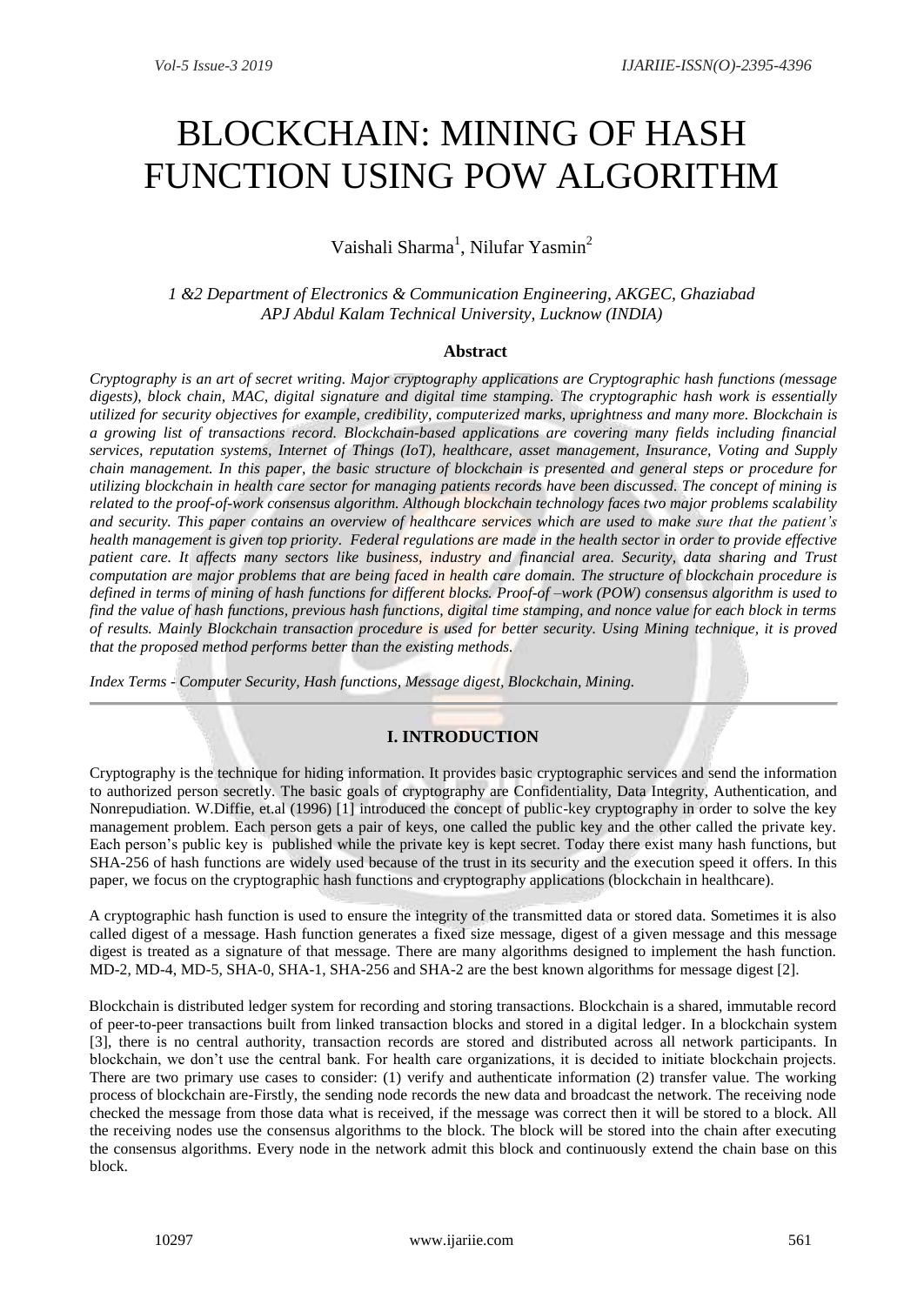# BLOCKCHAIN: MINING OF HASH FUNCTION USING POW ALGORITHM

Vaishali Sharma[1], Nilufar Yasmin[2]

*1 &2 Department of Electronics & Communication Engineering, AKGEC, Ghaziabad*
*APJ Abdul Kalam Technical University, Lucknow (INDIA)*

## Abstract

*Cryptography is an art of secret writing. Major cryptography applications are Cryptographic hash functions (message digests), block chain, MAC, digital signature and digital time stamping. The cryptographic hash work is essentially utilized for security objectives for example, credibility, computerized marks, uprightness and many more. Blockchain is a growing list of transactions record. Blockchain-based applications are covering many fields including financial services, reputation systems, Internet of Things (IoT), healthcare, asset management, Insurance, Voting and Supply chain management. In this paper, the basic structure of blockchain is presented and general steps or procedure for utilizing blockchain in health care sector for managing patients records have been discussed. The concept of mining is related to the proof-of-work consensus algorithm. Although blockchain technology faces two major problems scalability and security. This paper contains an overview of healthcare services which are used to make sure that the patient's health management is given top priority. Federal regulations are made in the health sector in order to provide effective patient care. It affects many sectors like business, industry and financial area. Security, data sharing and Trust computation are major problems that are being faced in health care domain. The structure of blockchain procedure is defined in terms of mining of hash functions for different blocks. Proof-of –work (POW) consensus algorithm is used to find the value of hash functions, previous hash functions, digital time stamping, and nonce value for each block in terms of results. Mainly Blockchain transaction procedure is used for better security. Using Mining technique, it is proved that the proposed method performs better than the existing methods.*

*Index Terms - Computer Security, Hash functions, Message digest, Blockchain, Mining.*

## I. INTRODUCTION

Cryptography is the technique for hiding information. It provides basic cryptographic services and send the information to authorized person secretly. The basic goals of cryptography are Confidentiality, Data Integrity, Authentication, and Nonrepudiation. W.Diffie, et.al (1996) [1] introduced the concept of public-key cryptography in order to solve the key management problem. Each person gets a pair of keys, one called the public key and the other called the private key. Each person's public key is published while the private key is kept secret. Today there exist many hash functions, but SHA-256 of hash functions are widely used because of the trust in its security and the execution speed it offers. In this paper, we focus on the cryptographic hash functions and cryptography applications (blockchain in healthcare).

A cryptographic hash function is used to ensure the integrity of the transmitted data or stored data. Sometimes it is also called digest of a message. Hash function generates a fixed size message, digest of a given message and this message digest is treated as a signature of that message. There are many algorithms designed to implement the hash function. MD-2, MD-4, MD-5, SHA-0, SHA-1, SHA-256 and SHA-2 are the best known algorithms for message digest [2].

Blockchain is distributed ledger system for recording and storing transactions. Blockchain is a shared, immutable record of peer-to-peer transactions built from linked transaction blocks and stored in a digital ledger. In a blockchain system [3], there is no central authority, transaction records are stored and distributed across all network participants. In blockchain, we don't use the central bank. For health care organizations, it is decided to initiate blockchain projects. There are two primary use cases to consider: (1) verify and authenticate information (2) transfer value. The working process of blockchain are-Firstly, the sending node records the new data and broadcast the network. The receiving node checked the message from those data what is received, if the message was correct then it will be stored to a block. All the receiving nodes use the consensus algorithms to the block. The block will be stored into the chain after executing the consensus algorithms. Every node in the network admit this block and continuously extend the chain base on this block.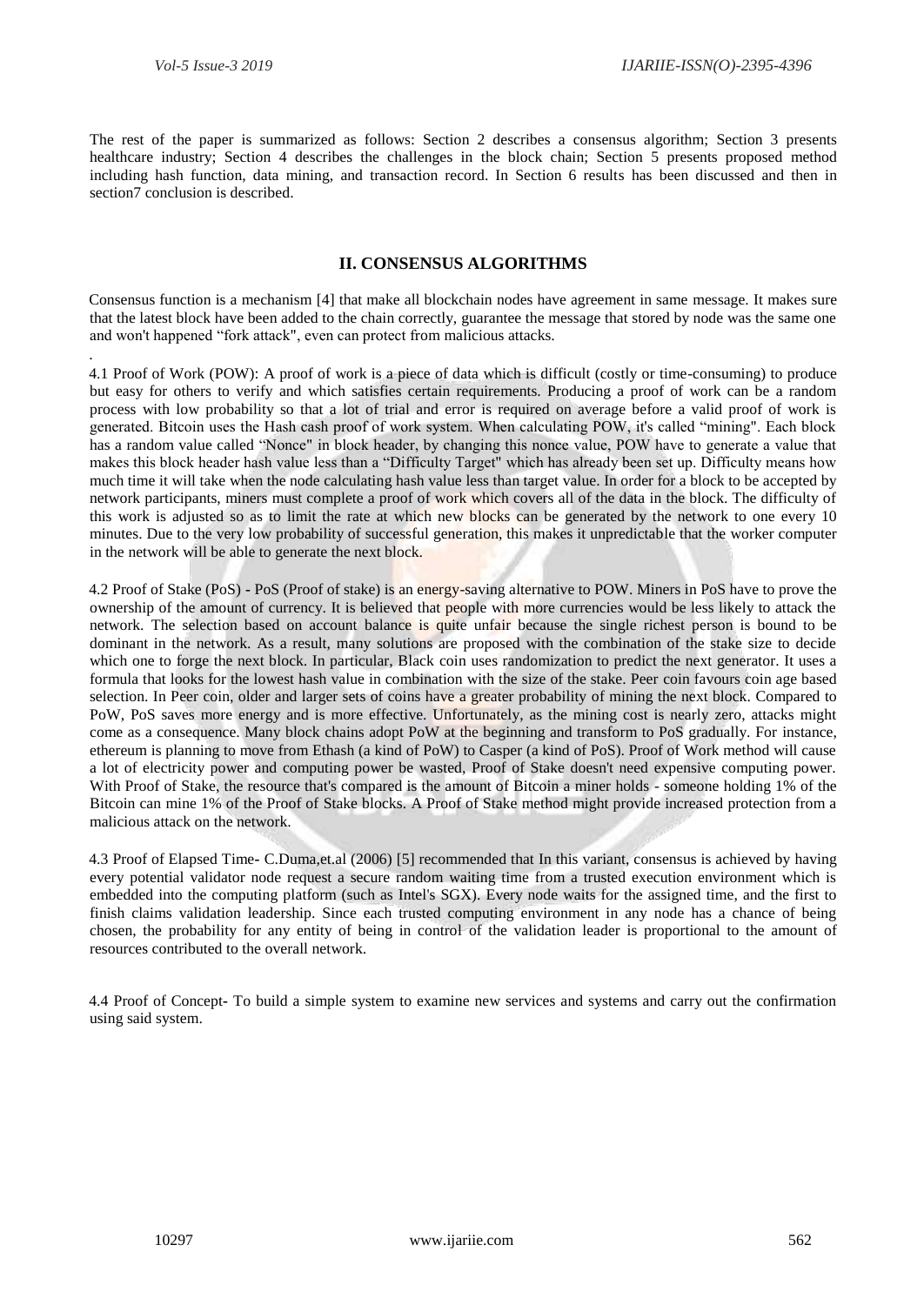The rest of the paper is summarized as follows: Section 2 describes a consensus algorithm; Section 3 presents healthcare industry; Section 4 describes the challenges in the block chain; Section 5 presents proposed method including hash function, data mining, and transaction record. In Section 6 results has been discussed and then in section7 conclusion is described.

## II. CONSENSUS ALGORITHMS

Consensus function is a mechanism [4] that make all blockchain nodes have agreement in same message. It makes sure that the latest block have been added to the chain correctly, guarantee the message that stored by node was the same one and won't happened "fork attack", even can protect from malicious attacks.

.

4.1 Proof of Work (POW): A proof of work is a piece of data which is difficult (costly or time-consuming) to produce but easy for others to verify and which satisfies certain requirements. Producing a proof of work can be a random process with low probability so that a lot of trial and error is required on average before a valid proof of work is generated. Bitcoin uses the Hash cash proof of work system. When calculating POW, it's called "mining". Each block has a random value called "Nonce" in block header, by changing this nonce value, POW have to generate a value that makes this block header hash value less than a "Difficulty Target" which has already been set up. Difficulty means how much time it will take when the node calculating hash value less than target value. In order for a block to be accepted by network participants, miners must complete a proof of work which covers all of the data in the block. The difficulty of this work is adjusted so as to limit the rate at which new blocks can be generated by the network to one every 10 minutes. Due to the very low probability of successful generation, this makes it unpredictable that the worker computer in the network will be able to generate the next block.

4.2 Proof of Stake (PoS) - PoS (Proof of stake) is an energy-saving alternative to POW. Miners in PoS have to prove the ownership of the amount of currency. It is believed that people with more currencies would be less likely to attack the network. The selection based on account balance is quite unfair because the single richest person is bound to be dominant in the network. As a result, many solutions are proposed with the combination of the stake size to decide which one to forge the next block. In particular, Black coin uses randomization to predict the next generator. It uses a formula that looks for the lowest hash value in combination with the size of the stake. Peer coin favours coin age based selection. In Peer coin, older and larger sets of coins have a greater probability of mining the next block. Compared to PoW, PoS saves more energy and is more effective. Unfortunately, as the mining cost is nearly zero, attacks might come as a consequence. Many block chains adopt PoW at the beginning and transform to PoS gradually. For instance, ethereum is planning to move from Ethash (a kind of PoW) to Casper (a kind of PoS). Proof of Work method will cause a lot of electricity power and computing power be wasted, Proof of Stake doesn't need expensive computing power. With Proof of Stake, the resource that's compared is the amount of Bitcoin a miner holds - someone holding 1% of the Bitcoin can mine 1% of the Proof of Stake blocks. A Proof of Stake method might provide increased protection from a malicious attack on the network.

4.3 Proof of Elapsed Time- C.Duma,et.al (2006) [5] recommended that In this variant, consensus is achieved by having every potential validator node request a secure random waiting time from a trusted execution environment which is embedded into the computing platform (such as Intel's SGX). Every node waits for the assigned time, and the first to finish claims validation leadership. Since each trusted computing environment in any node has a chance of being chosen, the probability for any entity of being in control of the validation leader is proportional to the amount of resources contributed to the overall network.

4.4 Proof of Concept- To build a simple system to examine new services and systems and carry out the confirmation using said system.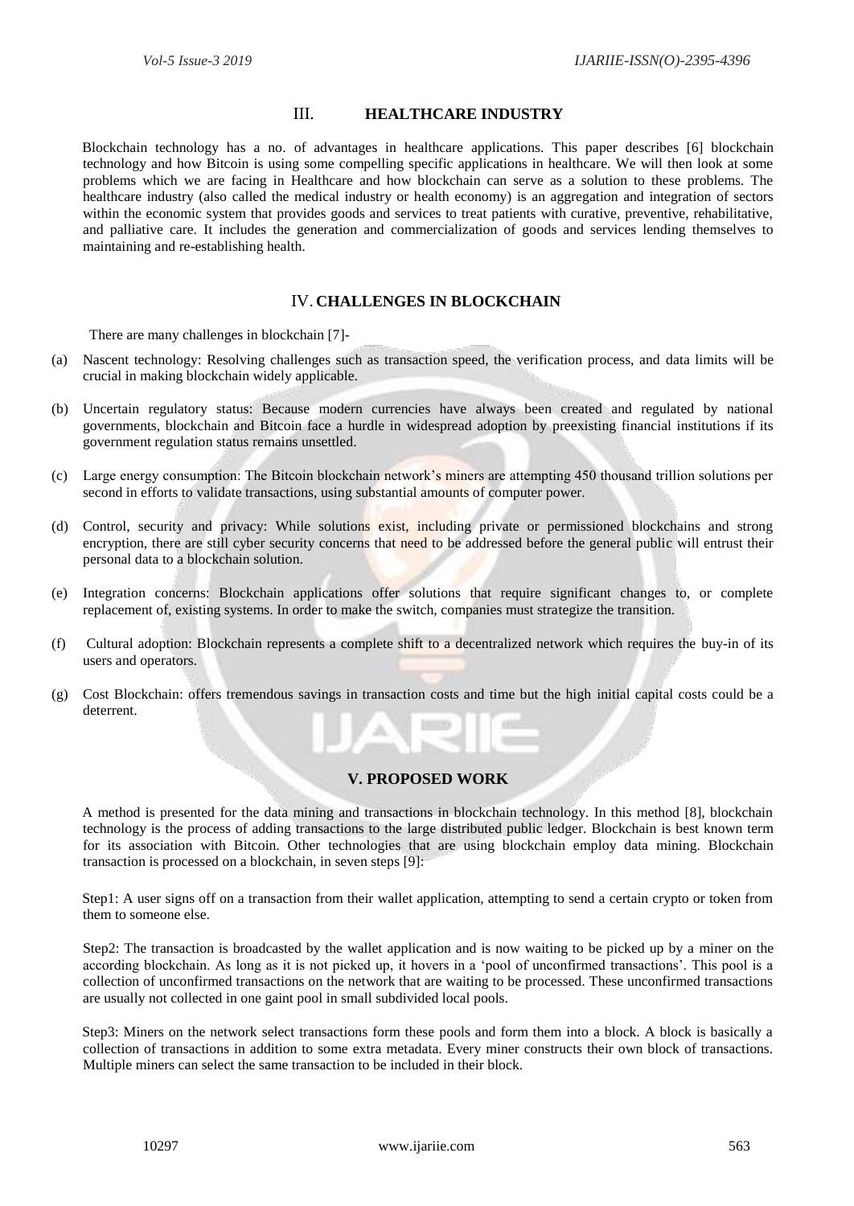## III. HEALTHCARE INDUSTRY

Blockchain technology has a no. of advantages in healthcare applications. This paper describes [6] blockchain technology and how Bitcoin is using some compelling specific applications in healthcare. We will then look at some problems which we are facing in Healthcare and how blockchain can serve as a solution to these problems. The healthcare industry (also called the medical industry or health economy) is an aggregation and integration of sectors within the economic system that provides goods and services to treat patients with curative, preventive, rehabilitative, and palliative care. It includes the generation and commercialization of goods and services lending themselves to maintaining and re-establishing health.

## IV. CHALLENGES IN BLOCKCHAIN

There are many challenges in blockchain [7]-

(a) Nascent technology: Resolving challenges such as transaction speed, the verification process, and data limits will be crucial in making blockchain widely applicable.

(b) Uncertain regulatory status: Because modern currencies have always been created and regulated by national governments, blockchain and Bitcoin face a hurdle in widespread adoption by preexisting financial institutions if its government regulation status remains unsettled.

(c) Large energy consumption: The Bitcoin blockchain network's miners are attempting 450 thousand trillion solutions per second in efforts to validate transactions, using substantial amounts of computer power.

(d) Control, security and privacy: While solutions exist, including private or permissioned blockchains and strong encryption, there are still cyber security concerns that need to be addressed before the general public will entrust their personal data to a blockchain solution.

(e) Integration concerns: Blockchain applications offer solutions that require significant changes to, or complete replacement of, existing systems. In order to make the switch, companies must strategize the transition.

(f) Cultural adoption: Blockchain represents a complete shift to a decentralized network which requires the buy-in of its users and operators.

(g) Cost Blockchain: offers tremendous savings in transaction costs and time but the high initial capital costs could be a deterrent.

## V. PROPOSED WORK

A method is presented for the data mining and transactions in blockchain technology. In this method [8], blockchain technology is the process of adding transactions to the large distributed public ledger. Blockchain is best known term for its association with Bitcoin. Other technologies that are using blockchain employ data mining. Blockchain transaction is processed on a blockchain, in seven steps [9]:

Step1: A user signs off on a transaction from their wallet application, attempting to send a certain crypto or token from them to someone else.

Step2: The transaction is broadcasted by the wallet application and is now waiting to be picked up by a miner on the according blockchain. As long as it is not picked up, it hovers in a 'pool of unconfirmed transactions'. This pool is a collection of unconfirmed transactions on the network that are waiting to be processed. These unconfirmed transactions are usually not collected in one gaint pool in small subdivided local pools.

Step3: Miners on the network select transactions form these pools and form them into a block. A block is basically a collection of transactions in addition to some extra metadata. Every miner constructs their own block of transactions. Multiple miners can select the same transaction to be included in their block.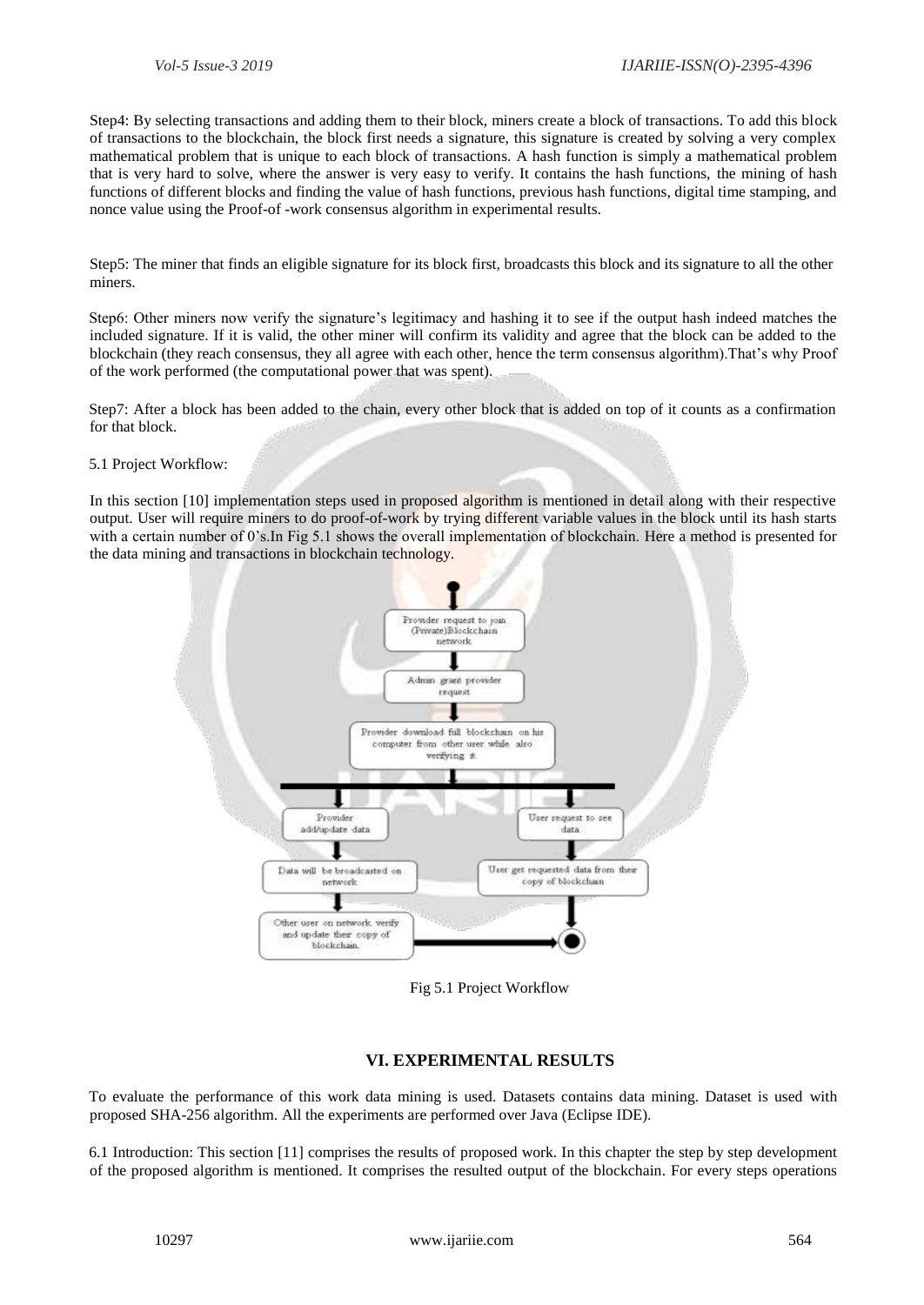Step4: By selecting transactions and adding them to their block, miners create a block of transactions. To add this block of transactions to the blockchain, the block first needs a signature, this signature is created by solving a very complex mathematical problem that is unique to each block of transactions. A hash function is simply a mathematical problem that is very hard to solve, where the answer is very easy to verify. It contains the hash functions, the mining of hash functions of different blocks and finding the value of hash functions, previous hash functions, digital time stamping, and nonce value using the Proof-of -work consensus algorithm in experimental results.

Step5: The miner that finds an eligible signature for its block first, broadcasts this block and its signature to all the other miners.

Step6: Other miners now verify the signature's legitimacy and hashing it to see if the output hash indeed matches the included signature. If it is valid, the other miner will confirm its validity and agree that the block can be added to the blockchain (they reach consensus, they all agree with each other, hence the term consensus algorithm).That's why Proof of the work performed (the computational power that was spent).

Step7: After a block has been added to the chain, every other block that is added on top of it counts as a confirmation for that block.

5.1 Project Workflow:

In this section [10] implementation steps used in proposed algorithm is mentioned in detail along with their respective output. User will require miners to do proof-of-work by trying different variable values in the block until its hash starts with a certain number of 0's.In Fig 5.1 shows the overall implementation of blockchain. Here a method is presented for the data mining and transactions in blockchain technology.

Fig 5.1 Project Workflow

## VI. EXPERIMENTAL RESULTS

To evaluate the performance of this work data mining is used. Datasets contains data mining. Dataset is used with proposed SHA-256 algorithm. All the experiments are performed over Java (Eclipse IDE).

6.1 Introduction: This section [11] comprises the results of proposed work. In this chapter the step by step development of the proposed algorithm is mentioned. It comprises the resulted output of the blockchain. For every steps operations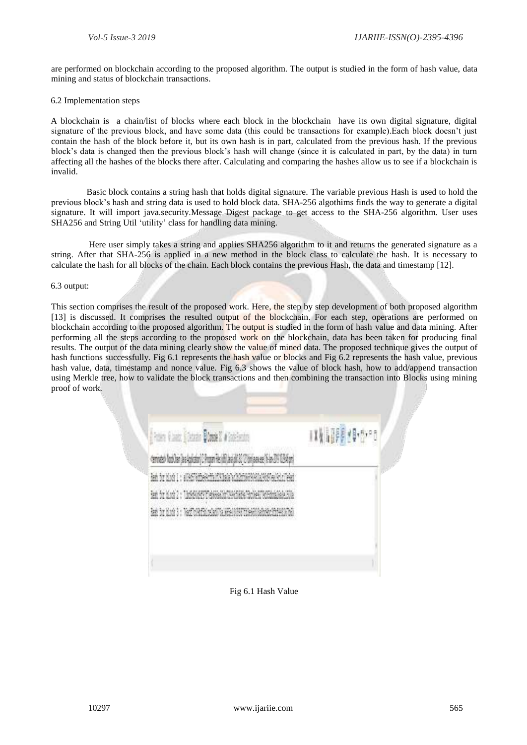are performed on blockchain according to the proposed algorithm. The output is studied in the form of hash value, data mining and status of blockchain transactions.

6.2 Implementation steps

A blockchain is a chain/list of blocks where each block in the blockchain have its own digital signature, digital signature of the previous block, and have some data (this could be transactions for example).Each block doesn't just contain the hash of the block before it, but its own hash is in part, calculated from the previous hash. If the previous block's data is changed then the previous block's hash will change (since it is calculated in part, by the data) in turn affecting all the hashes of the blocks there after. Calculating and comparing the hashes allow us to see if a blockchain is invalid.

Basic block contains a string hash that holds digital signature. The variable previous Hash is used to hold the previous block's hash and string data is used to hold block data. SHA-256 algothims finds the way to generate a digital signature. It will import java.security.Message Digest package to get access to the SHA-256 algorithm. User uses SHA256 and String Util 'utility' class for handling data mining.

Here user simply takes a string and applies SHA256 algorithm to it and returns the generated signature as a string. After that SHA-256 is applied in a new method in the block class to calculate the hash. It is necessary to calculate the hash for all blocks of the chain. Each block contains the previous Hash, the data and timestamp [12].

6.3 output:

This section comprises the result of the proposed work. Here, the step by step development of both proposed algorithm [13] is discussed. It comprises the resulted output of the blockchain. For each step, operations are performed on blockchain according to the proposed algorithm. The output is studied in the form of hash value and data mining. After performing all the steps according to the proposed work on the blockchain, data has been taken for producing final results. The output of the data mining clearly show the value of mined data. The proposed technique gives the output of hash functions successfully. Fig 6.1 represents the hash value or blocks and Fig 6.2 represents the hash value, previous hash value, data, timestamp and nonce value. Fig 6.3 shows the value of block hash, how to add/append transaction using Merkle tree, how to validate the block transactions and then combining the transaction into Blocks using mining proof of work.

Fig 6.1 Hash Value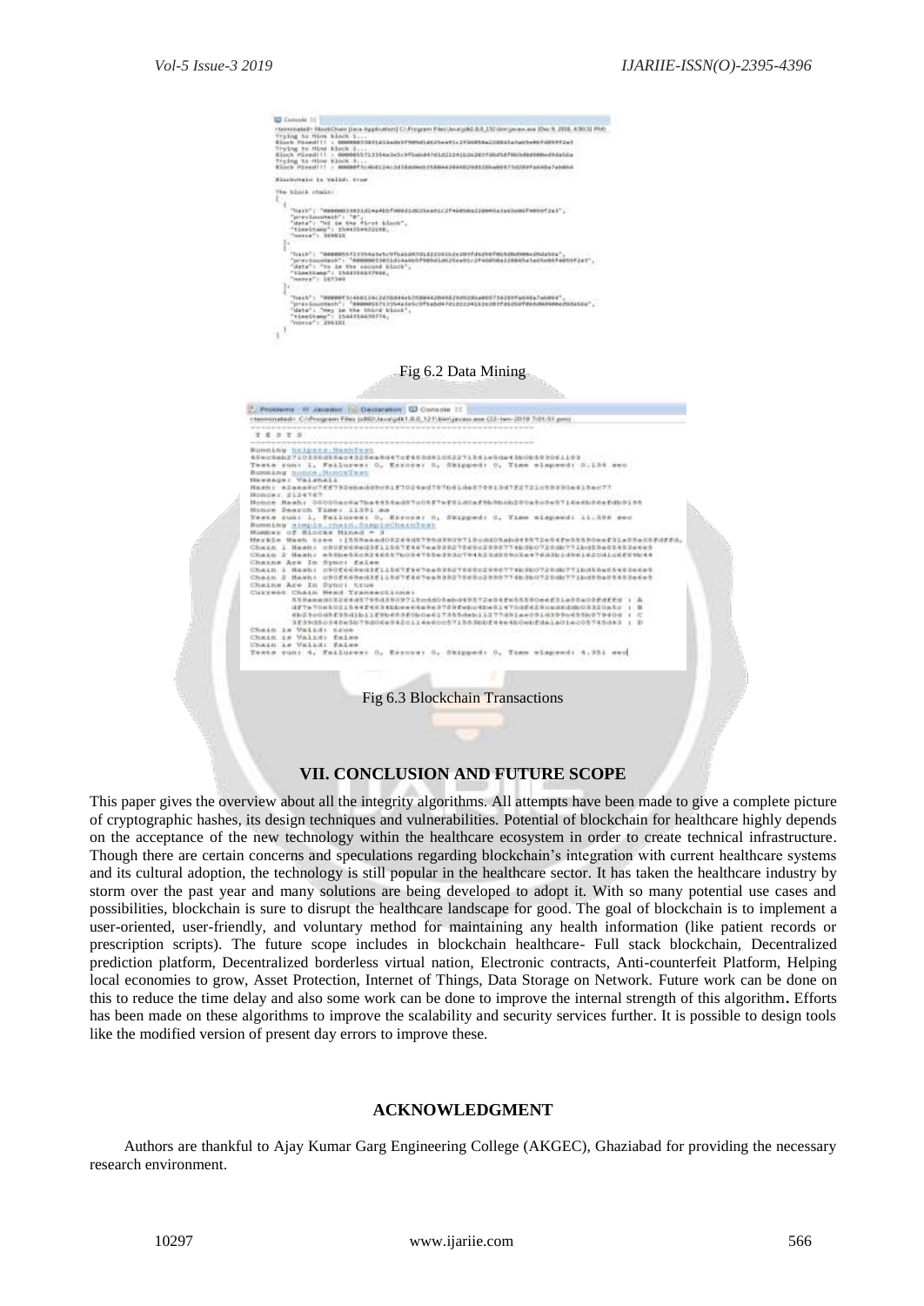Fig 6.2 Data Mining

Fig 6.3 Blockchain Transactions

## VII. CONCLUSION AND FUTURE SCOPE

This paper gives the overview about all the integrity algorithms. All attempts have been made to give a complete picture of cryptographic hashes, its design techniques and vulnerabilities. Potential of blockchain for healthcare highly depends on the acceptance of the new technology within the healthcare ecosystem in order to create technical infrastructure. Though there are certain concerns and speculations regarding blockchain's integration with current healthcare systems and its cultural adoption, the technology is still popular in the healthcare sector. It has taken the healthcare industry by storm over the past year and many solutions are being developed to adopt it. With so many potential use cases and possibilities, blockchain is sure to disrupt the healthcare landscape for good. The goal of blockchain is to implement a user-oriented, user-friendly, and voluntary method for maintaining any health information (like patient records or prescription scripts). The future scope includes in blockchain healthcare- Full stack blockchain, Decentralized prediction platform, Decentralized borderless virtual nation, Electronic contracts, Anti-counterfeit Platform, Helping local economies to grow, Asset Protection, Internet of Things, Data Storage on Network. Future work can be done on this to reduce the time delay and also some work can be done to improve the internal strength of this algorithm**.** Efforts has been made on these algorithms to improve the scalability and security services further. It is possible to design tools like the modified version of present day errors to improve these.

## ACKNOWLEDGMENT

Authors are thankful to Ajay Kumar Garg Engineering College (AKGEC), Ghaziabad for providing the necessary research environment.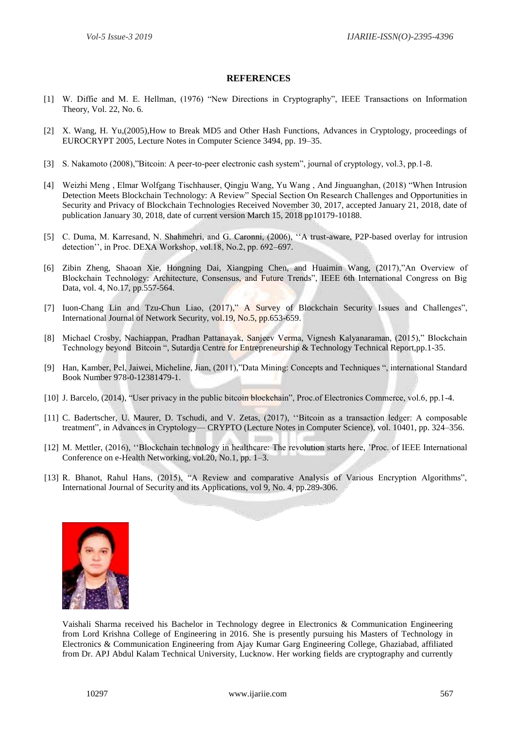## REFERENCES

[1] W. Diffie and M. E. Hellman, (1976) "New Directions in Cryptography", IEEE Transactions on Information Theory, Vol. 22, No. 6.

[2] X. Wang, H. Yu,(2005),How to Break MD5 and Other Hash Functions, Advances in Cryptology, proceedings of EUROCRYPT 2005, Lecture Notes in Computer Science 3494, pp. 19–35.

[3] S. Nakamoto (2008),"Bitcoin: A peer-to-peer electronic cash system", journal of cryptology, vol.3, pp.1-8.

[4] Weizhi Meng , Elmar Wolfgang Tischhauser, Qingju Wang, Yu Wang , And Jinguanghan, (2018) "When Intrusion Detection Meets Blockchain Technology: A Review" Special Section On Research Challenges and Opportunities in Security and Privacy of Blockchain Technologies Received November 30, 2017, accepted January 21, 2018, date of publication January 30, 2018, date of current version March 15, 2018 pp10179-10188.

[5] C. Duma, M. Karresand, N. Shahmehri, and G. Caronni, (2006), ''A trust-aware, P2P-based overlay for intrusion detection'', in Proc. DEXA Workshop, vol.18, No.2, pp. 692–697.

[6] Zibin Zheng, Shaoan Xie, Hongning Dai, Xiangping Chen, and Huaimin Wang, (2017),"An Overview of Blockchain Technology: Architecture, Consensus, and Future Trends", IEEE 6th International Congress on Big Data, vol. 4, No.17, pp.557-564.

[7] Iuon-Chang Lin and Tzu-Chun Liao, (2017)," A Survey of Blockchain Security Issues and Challenges", International Journal of Network Security, vol.19, No.5, pp.653-659.

[8] Michael Crosby, Nachiappan, Pradhan Pattanayak, Sanjeev Verma, Vignesh Kalyanaraman, (2015)," Blockchain Technology beyond Bitcoin ", Sutardja Centre for Entrepreneurship & Technology Technical Report,pp.1-35.

[9] Han, Kamber, Pel, Jaiwei, Micheline, Jian, (2011),"Data Mining: Concepts and Techniques ", international Standard Book Number 978-0-12381479-1.

[10] J. Barcelo, (2014), "User privacy in the public bitcoin blockchain", Proc.of Electronics Commerce, vol.6, pp.1-4.

[11] C. Badertscher, U. Maurer, D. Tschudi, and V. Zetas, (2017), ''Bitcoin as a transaction ledger: A composable treatment", in Advances in Cryptology— CRYPTO (Lecture Notes in Computer Science), vol. 10401, pp. 324–356.

[12] M. Mettler, (2016), ''Blockchain technology in healthcare: The revolution starts here, 'Proc. of IEEE International Conference on e-Health Networking, vol.20, No.1, pp. 1–3.

[13] R. Bhanot, Rahul Hans, (2015), "A Review and comparative Analysis of Various Encryption Algorithms", International Journal of Security and its Applications, vol 9, No. 4, pp.289-306.

Vaishali Sharma received his Bachelor in Technology degree in Electronics & Communication Engineering from Lord Krishna College of Engineering in 2016. She is presently pursuing his Masters of Technology in Electronics & Communication Engineering from Ajay Kumar Garg Engineering College, Ghaziabad, affiliated from Dr. APJ Abdul Kalam Technical University, Lucknow. Her working fields are cryptography and currently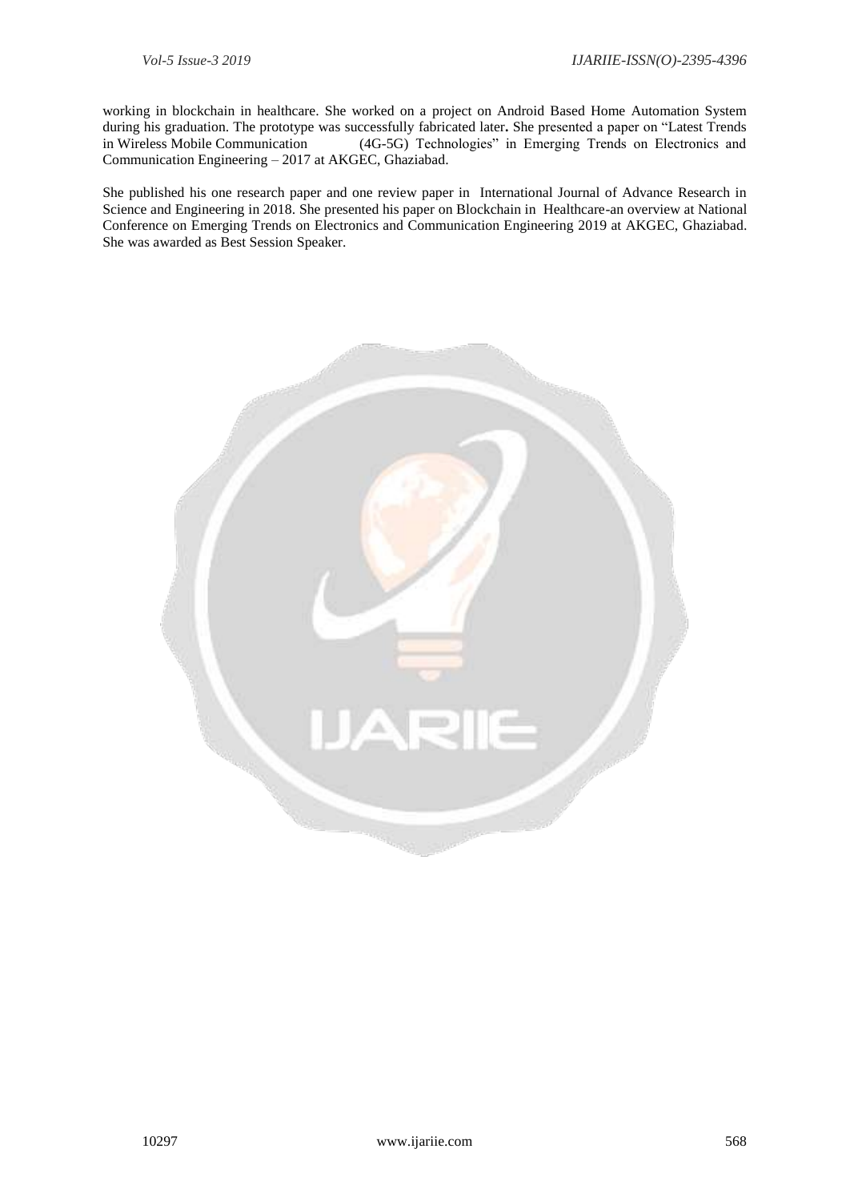working in blockchain in healthcare. She worked on a project on Android Based Home Automation System during his graduation. The prototype was successfully fabricated later**.** She presented a paper on "Latest Trends in Wireless Mobile Communication (4G-5G) Technologies" in Emerging Trends on Electronics and Communication Engineering – 2017 at AKGEC, Ghaziabad.

She published his one research paper and one review paper in International Journal of Advance Research in Science and Engineering in 2018. She presented his paper on Blockchain in Healthcare-an overview at National Conference on Emerging Trends on Electronics and Communication Engineering 2019 at AKGEC, Ghaziabad. She was awarded as Best Session Speaker.